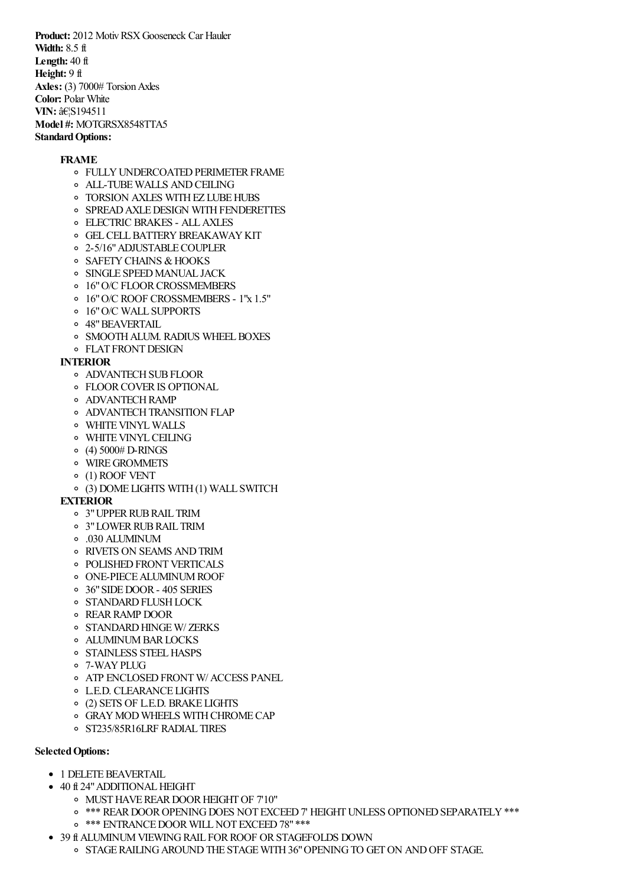**Product:** 2012 Motiv RSX Gooseneck Car Hauler
**Width:** 8.5 ft
**Length:** 40 ft
**Height:** 9 ft
**Axles:** (3) 7000# Torsion Axles
**Color:** Polar White
**VIN:** â€¦S194511
**Model #:** MOTGRSX8548TTA5
**Standard Options:**

- **FRAME**
  - FULLY UNDERCOATED PERIMETER FRAME
  - ALL-TUBE WALLS AND CEILING
  - TORSION AXLES WITH EZ LUBE HUBS
  - SPREAD AXLE DESIGN WITH FENDERETTES
  - ELECTRIC BRAKES - ALL AXLES
  - GEL CELL BATTERY BREAKAWAY KIT
  - 2-5/16" ADJUSTABLE COUPLER
  - SAFETY CHAINS & HOOKS
  - SINGLE SPEED MANUAL JACK
  - 16" O/C FLOOR CROSSMEMBERS
  - 16" O/C ROOF CROSSMEMBERS - 1"x 1.5"
  - 16" O/C WALL SUPPORTS
  - 48" BEAVERTAIL
  - SMOOTH ALUM. RADIUS WHEEL BOXES
  - FLAT FRONT DESIGN
- **INTERIOR**
  - ADVANTECH SUB FLOOR
  - FLOOR COVER IS OPTIONAL
  - ADVANTECH RAMP
  - ADVANTECH TRANSITION FLAP
  - WHITE VINYL WALLS
  - WHITE VINYL CEILING
  - (4) 5000# D-RINGS
  - WIRE GROMMETS
  - (1) ROOF VENT
  - (3) DOME LIGHTS WITH (1) WALL SWITCH
- **EXTERIOR**
  - 3" UPPER RUB RAIL TRIM
  - 3" LOWER RUB RAIL TRIM
  - .030 ALUMINUM
  - RIVETS ON SEAMS AND TRIM
  - POLISHED FRONT VERTICALS
  - ONE-PIECE ALUMINUM ROOF
  - 36" SIDE DOOR - 405 SERIES
  - STANDARD FLUSH LOCK
  - REAR RAMP DOOR
  - STANDARD HINGE W/ ZERKS
  - ALUMINUM BAR LOCKS
  - STAINLESS STEEL HASPS
  - 7-WAY PLUG
  - ATP ENCLOSED FRONT W/ ACCESS PANEL
  - L.E.D. CLEARANCE LIGHTS
  - (2) SETS OF L.E.D. BRAKE LIGHTS
  - GRAY MOD WHEELS WITH CHROME CAP
  - ST235/85R16LRF RADIAL TIRES

**Selected Options:**

- 1 DELETE BEAVERTAIL
- 40 ft 24" ADDITIONAL HEIGHT
  - MUST HAVE REAR DOOR HEIGHT OF 7'10"
  - *** REAR DOOR OPENING DOES NOT EXCEED 7' HEIGHT UNLESS OPTIONED SEPARATELY ***
  - *** ENTRANCE DOOR WILL NOT EXCEED 78" ***
- 39 ft ALUMINUM VIEWING RAIL FOR ROOF OR STAGEFOLDS DOWN
  - STAGE RAILING AROUND THE STAGE WITH 36" OPENING TO GET ON AND OFF STAGE.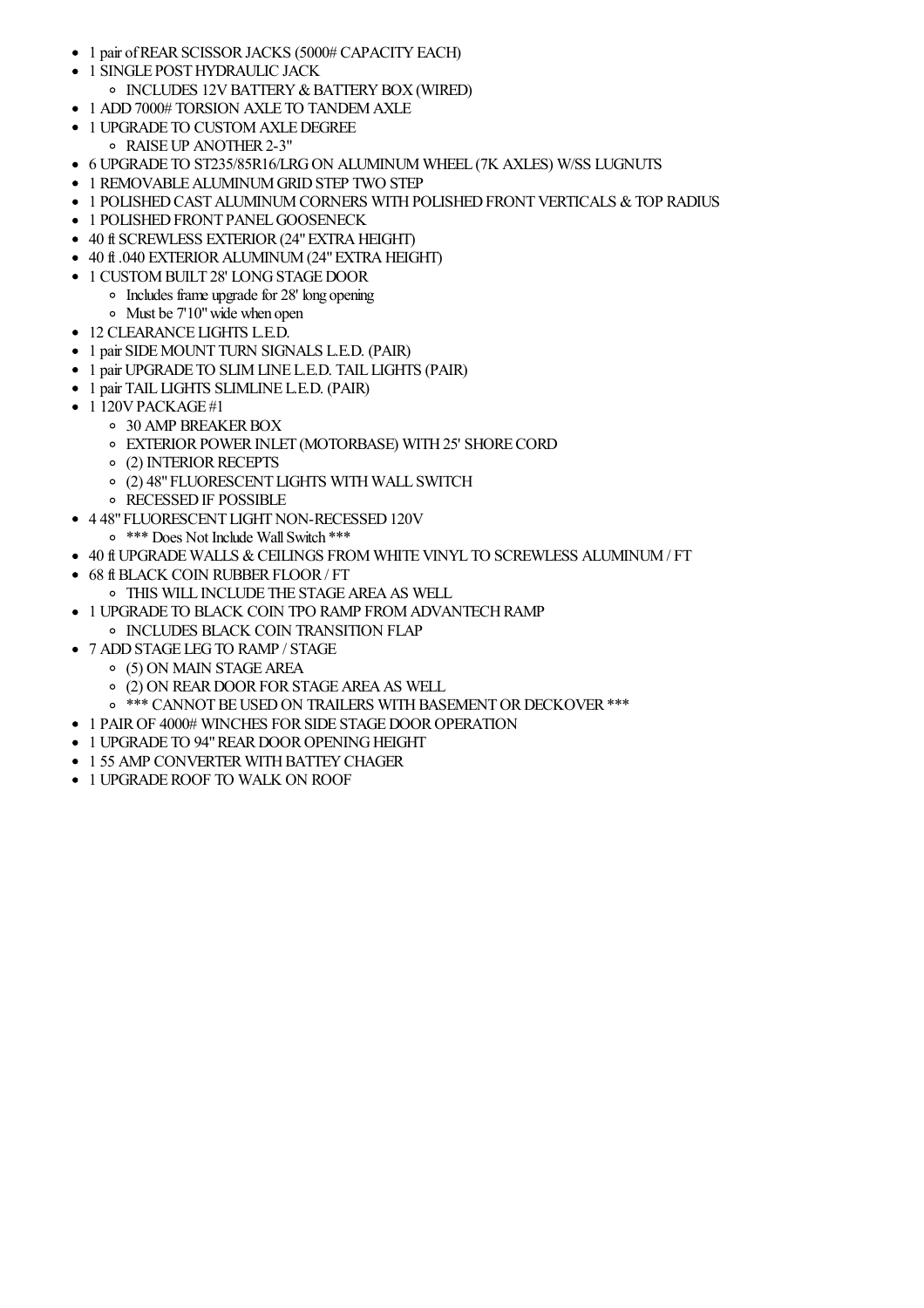- 1 pair of REAR SCISSOR JACKS (5000# CAPACITY EACH)
- 1 SINGLE POST HYDRAULIC JACK
  - INCLUDES 12V BATTERY & BATTERY BOX (WIRED)
- 1 ADD 7000# TORSION AXLE TO TANDEM AXLE
- 1 UPGRADE TO CUSTOM AXLE DEGREE
  - RAISE UP ANOTHER 2-3"
- 6 UPGRADE TO ST235/85R16/LRG ON ALUMINUM WHEEL (7K AXLES) W/SS LUGNUTS
- 1 REMOVABLE ALUMINUM GRID STEP TWO STEP
- 1 POLISHED CAST ALUMINUM CORNERS WITH POLISHED FRONT VERTICALS & TOP RADIUS
- 1 POLISHED FRONT PANEL GOOSENECK
- 40 ft SCREWLESS EXTERIOR (24" EXTRA HEIGHT)
- 40 ft .040 EXTERIOR ALUMINUM (24" EXTRA HEIGHT)
- 1 CUSTOM BUILT 28' LONG STAGE DOOR
  - Includes frame upgrade for 28' long opening
  - Must be 7'10" wide when open
- 12 CLEARANCE LIGHTS L.E.D.
- 1 pair SIDE MOUNT TURN SIGNALS L.E.D. (PAIR)
- 1 pair UPGRADE TO SLIM LINE L.E.D. TAIL LIGHTS (PAIR)
- 1 pair TAIL LIGHTS SLIMLINE L.E.D. (PAIR)
- 1 120V PACKAGE #1
  - 30 AMP BREAKER BOX
  - EXTERIOR POWER INLET (MOTORBASE) WITH 25' SHORE CORD
  - (2) INTERIOR RECEPTS
  - (2) 48" FLUORESCENT LIGHTS WITH WALL SWITCH
  - RECESSED IF POSSIBLE
- 4 48" FLUORESCENT LIGHT NON-RECESSED 120V
  - *** Does Not Include Wall Switch ***
- 40 ft UPGRADE WALLS & CEILINGS FROM WHITE VINYL TO SCREWLESS ALUMINUM / FT
- 68 ft BLACK COIN RUBBER FLOOR / FT
  - THIS WILL INCLUDE THE STAGE AREA AS WELL
- 1 UPGRADE TO BLACK COIN TPO RAMP FROM ADVANTECH RAMP
  - INCLUDES BLACK COIN TRANSITION FLAP
- 7 ADD STAGE LEG TO RAMP / STAGE
  - (5) ON MAIN STAGE AREA
  - (2) ON REAR DOOR FOR STAGE AREA AS WELL
  - *** CANNOT BE USED ON TRAILERS WITH BASEMENT OR DECKOVER ***
- 1 PAIR OF 4000# WINCHES FOR SIDE STAGE DOOR OPERATION
- 1 UPGRADE TO 94" REAR DOOR OPENING HEIGHT
- 1 55 AMP CONVERTER WITH BATTEY CHAGER
- 1 UPGRADE ROOF TO WALK ON ROOF